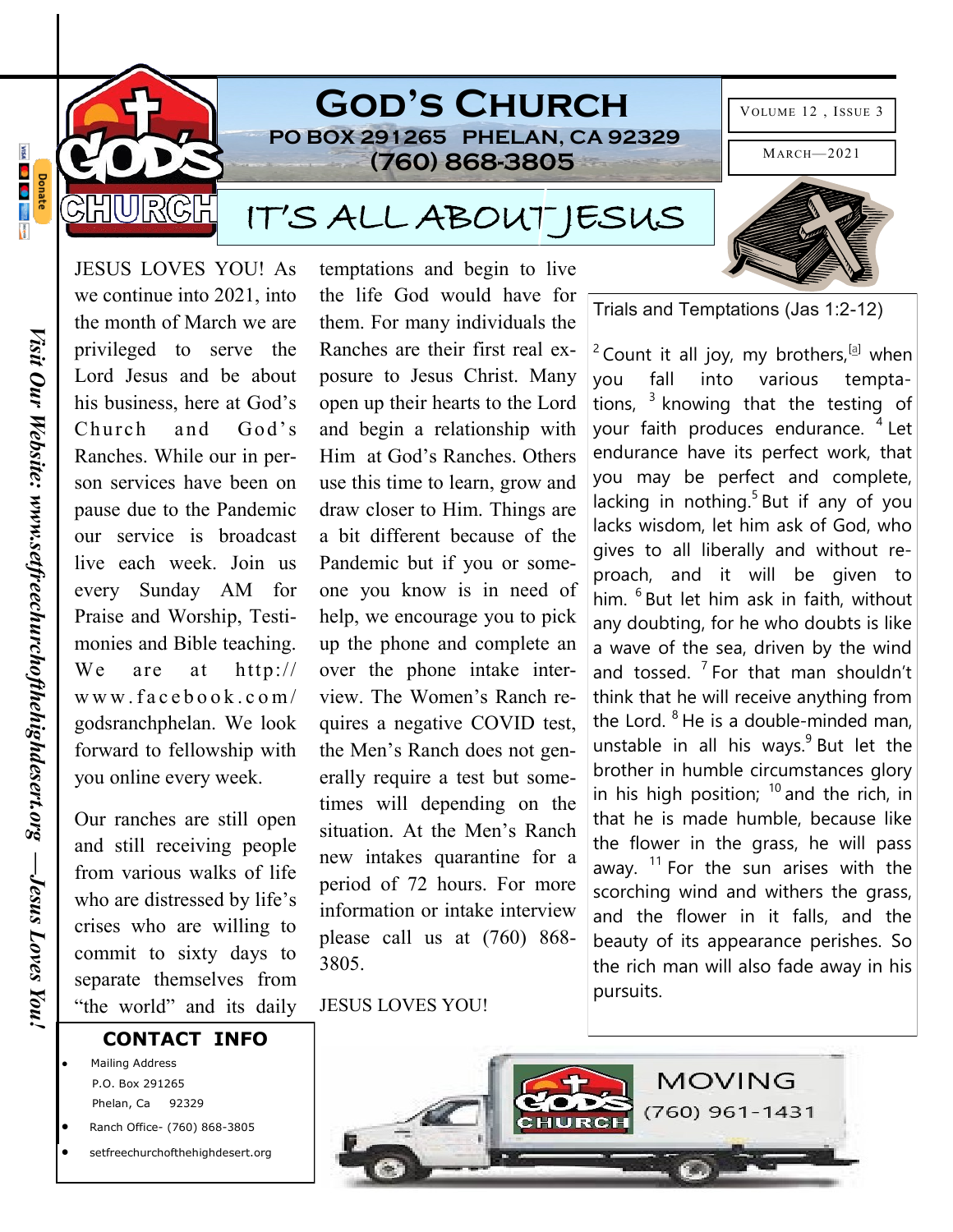# God's Church

**PO BOX 291265 PHELAN, CA 92329**
**(760) 868-3805**

Volume 12 , Issue 3

March—2021

## IT'S ALL ABOUT JESUS

JESUS LOVES YOU! As we continue into 2021, into the month of March we are privileged to serve the Lord Jesus and be about his business, here at God's Church and God's Ranches. While our in person services have been on pause due to the Pandemic our service is broadcast live each week. Join us every Sunday AM for Praise and Worship, Testimonies and Bible teaching. We are at http://www.facebook.com/godsranchphelan. We look forward to fellowship with you online every week.

Our ranches are still open and still receiving people from various walks of life who are distressed by life's crises who are willing to commit to sixty days to separate themselves from "the world" and its daily temptations and begin to live the life God would have for them. For many individuals the Ranches are their first real exposure to Jesus Christ. Many open up their hearts to the Lord and begin a relationship with Him at God's Ranches. Others use this time to learn, grow and draw closer to Him. Things are a bit different because of the Pandemic but if you or someone you know is in need of help, we encourage you to pick up the phone and complete an over the phone intake interview. The Women's Ranch requires a negative COVID test, the Men's Ranch does not generally require a test but sometimes will depending on the situation. At the Men's Ranch new intakes quarantine for a period of 72 hours. For more information or intake interview please call us at (760) 868-3805.

JESUS LOVES YOU!

### Trials and Temptations (Jas 1:2-12)

[2] Count it all joy, my brothers,[a] when you fall into various temptations, [3] knowing that the testing of your faith produces endurance. [4] Let endurance have its perfect work, that you may be perfect and complete, lacking in nothing.[5] But if any of you lacks wisdom, let him ask of God, who gives to all liberally and without reproach, and it will be given to him. [6] But let him ask in faith, without any doubting, for he who doubts is like a wave of the sea, driven by the wind and tossed. [7] For that man shouldn't think that he will receive anything from the Lord. [8] He is a double-minded man, unstable in all his ways.[9] But let the brother in humble circumstances glory in his high position; [10] and the rich, in that he is made humble, because like the flower in the grass, he will pass away. [11] For the sun arises with the scorching wind and withers the grass, and the flower in it falls, and the beauty of its appearance perishes. So the rich man will also fade away in his pursuits.

### CONTACT INFO

- Mailing Address
  P.O. Box 291265
  Phelan, Ca 92329
- Ranch Office- (760) 868-3805
- setfreechurchofthehighdesert.org

MOVING (760) 961-1431

*Visit Our Website: www.setfreechurchofthehighdesert.org —Jesus Loves You!*

Donate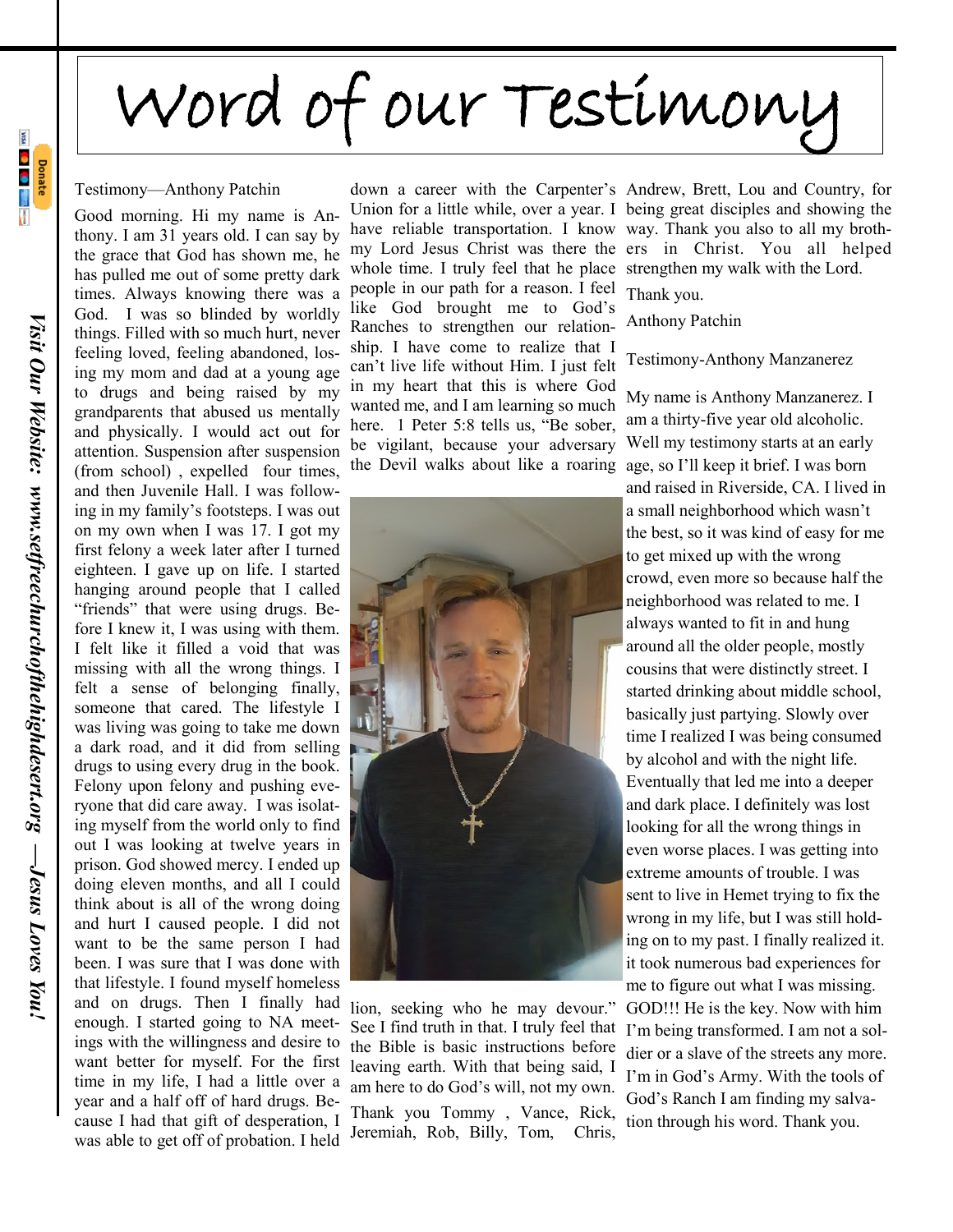# Word of our Testimony

Testimony—Anthony Patchin

Good morning. Hi my name is Anthony. I am 31 years old. I can say by the grace that God has shown me, he has pulled me out of some pretty dark times. Always knowing there was a God. I was so blinded by worldly things. Filled with so much hurt, never feeling loved, feeling abandoned, losing my mom and dad at a young age to drugs and being raised by my grandparents that abused us mentally and physically. I would act out for attention. Suspension after suspension (from school) , expelled four times, and then Juvenile Hall. I was following in my family's footsteps. I was out on my own when I was 17. I got my first felony a week later after I turned eighteen. I gave up on life. I started hanging around people that I called "friends" that were using drugs. Before I knew it, I was using with them. I felt like it filled a void that was missing with all the wrong things. I felt a sense of belonging finally, someone that cared. The lifestyle I was living was going to take me down a dark road, and it did from selling drugs to using every drug in the book. Felony upon felony and pushing everyone that did care away. I was isolating myself from the world only to find out I was looking at twelve years in prison. God showed mercy. I ended up doing eleven months, and all I could think about is all of the wrong doing and hurt I caused people. I did not want to be the same person I had been. I was sure that I was done with that lifestyle. I found myself homeless and on drugs. Then I finally had enough. I started going to NA meetings with the willingness and desire to want better for myself. For the first time in my life, I had a little over a year and a half off of hard drugs. Because I had that gift of desperation, I was able to get off of probation. I held down a career with the Carpenter's Union for a little while, over a year. I have reliable transportation. I know my Lord Jesus Christ was there the whole time. I truly feel that he place people in our path for a reason. I feel like God brought me to God's Ranches to strengthen our relationship. I have come to realize that I can't live life without Him. I just felt in my heart that this is where God wanted me, and I am learning so much here. 1 Peter 5:8 tells us, "Be sober, be vigilant, because your adversary the Devil walks about like a roaring lion, seeking who he may devour." See I find truth in that. I truly feel that the Bible is basic instructions before leaving earth. With that being said, I am here to do God's will, not my own.

Thank you Tommy , Vance, Rick, Jeremiah, Rob, Billy, Tom, Chris, Andrew, Brett, Lou and Country, for being great disciples and showing the way. Thank you also to all my brothers in Christ. You all helped strengthen my walk with the Lord.

Thank you.

Anthony Patchin

Testimony-Anthony Manzanerez

My name is Anthony Manzanerez. I am a thirty-five year old alcoholic. Well my testimony starts at an early age, so I'll keep it brief. I was born and raised in Riverside, CA. I lived in a small neighborhood which wasn't the best, so it was kind of easy for me to get mixed up with the wrong crowd, even more so because half the neighborhood was related to me. I always wanted to fit in and hung around all the older people, mostly cousins that were distinctly street. I started drinking about middle school, basically just partying. Slowly over time I realized I was being consumed by alcohol and with the night life. Eventually that led me into a deeper and dark place. I definitely was lost looking for all the wrong things in even worse places. I was getting into extreme amounts of trouble. I was sent to live in Hemet trying to fix the wrong in my life, but I was still holding on to my past. I finally realized it. it took numerous bad experiences for me to figure out what I was missing. GOD!!! He is the key. Now with him I'm being transformed. I am not a soldier or a slave of the streets any more. I'm in God's Army. With the tools of God's Ranch I am finding my salvation through his word. Thank you.

*Visit Our Website: www.selfreechurchofthehighdesert.org —Jesus Loves You!*